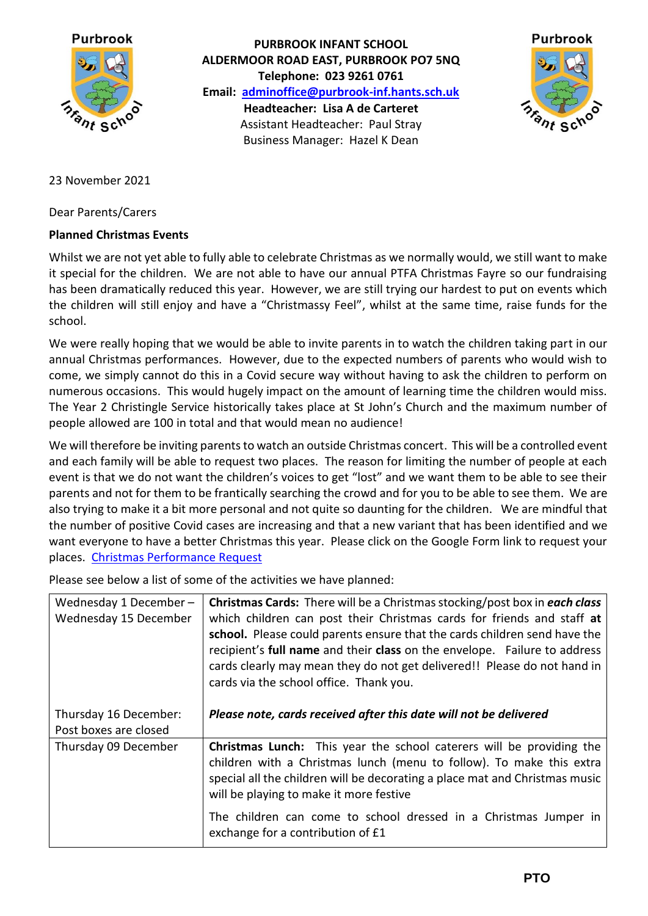**PURBROOK INFANT SCHOOL**
**ALDERMOOR ROAD EAST, PURBROOK PO7 5NQ**
**Telephone: 023 9261 0761**
**Email: [adminoffice@purbrook-inf.hants.sch.uk](mailto:adminoffice@purbrook-inf.hants.sch.uk)**
**Headteacher: Lisa A de Carteret**
Assistant Headteacher: Paul Stray
Business Manager: Hazel K Dean

23 November 2021

Dear Parents/Carers

**Planned Christmas Events**

Whilst we are not yet able to fully able to celebrate Christmas as we normally would, we still want to make it special for the children. We are not able to have our annual PTFA Christmas Fayre so our fundraising has been dramatically reduced this year. However, we are still trying our hardest to put on events which the children will still enjoy and have a "Christmassy Feel", whilst at the same time, raise funds for the school.

We were really hoping that we would be able to invite parents in to watch the children taking part in our annual Christmas performances. However, due to the expected numbers of parents who would wish to come, we simply cannot do this in a Covid secure way without having to ask the children to perform on numerous occasions. This would hugely impact on the amount of learning time the children would miss. The Year 2 Christingle Service historically takes place at St John's Church and the maximum number of people allowed are 100 in total and that would mean no audience!

We will therefore be inviting parents to watch an outside Christmas concert. This will be a controlled event and each family will be able to request two places. The reason for limiting the number of people at each event is that we do not want the children's voices to get "lost" and we want them to be able to see their parents and not for them to be frantically searching the crowd and for you to be able to see them. We are also trying to make it a bit more personal and not quite so daunting for the children. We are mindful that the number of positive Covid cases are increasing and that a new variant that has been identified and we want everyone to have a better Christmas this year. Please click on the Google Form link to request your places. Christmas Performance Request

Please see below a list of some of the activities we have planned:

| | |
|---|---|
| Wednesday 1 December – Wednesday 15 December | **Christmas Cards:** There will be a Christmas stocking/post box in ***each class*** which children can post their Christmas cards for friends and staff **at school.** Please could parents ensure that the cards children send have the recipient's **full name** and their **class** on the envelope. Failure to address cards clearly may mean they do not get delivered!! Please do not hand in cards via the school office. Thank you. |
| Thursday 16 December: Post boxes are closed | ***Please note, cards received after this date will not be delivered*** |
| Thursday 09 December | **Christmas Lunch:** This year the school caterers will be providing the children with a Christmas lunch (menu to follow). To make this extra special all the children will be decorating a place mat and Christmas music will be playing to make it more festive<br><br>The children can come to school dressed in a Christmas Jumper in exchange for a contribution of £1 |

**PTO**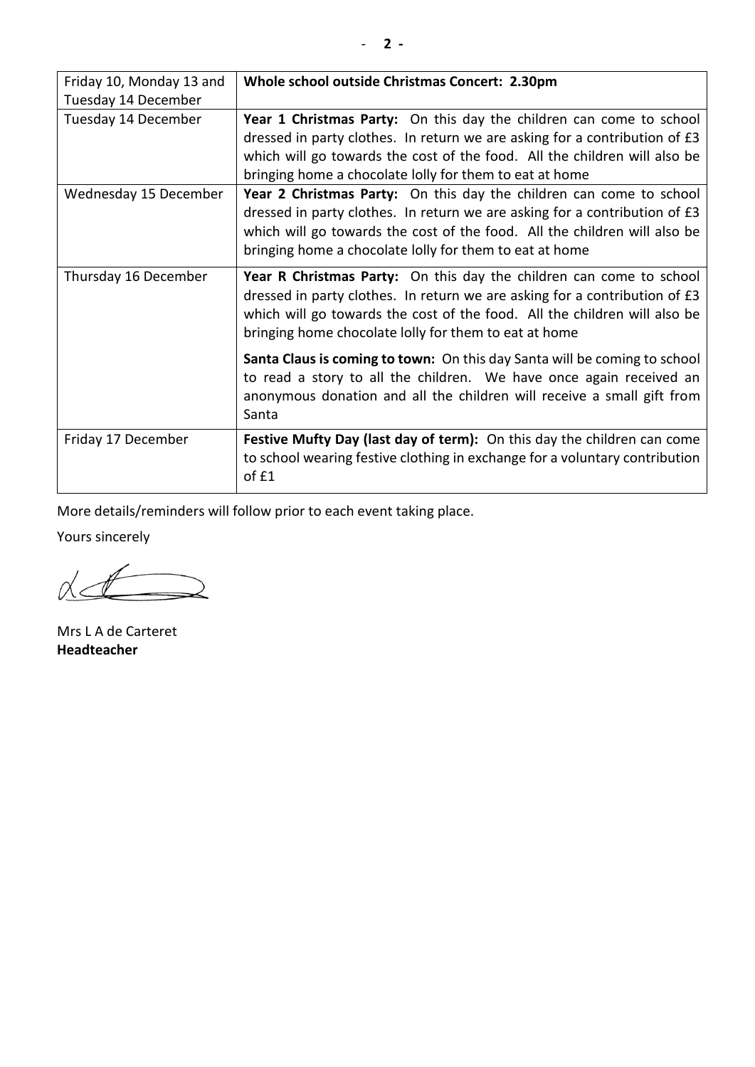| | |
|---|---|
| Friday 10, Monday 13 and Tuesday 14 December | **Whole school outside Christmas Concert: 2.30pm** |
| Tuesday 14 December | **Year 1 Christmas Party:** On this day the children can come to school dressed in party clothes. In return we are asking for a contribution of £3 which will go towards the cost of the food. All the children will also be bringing home a chocolate lolly for them to eat at home |
| Wednesday 15 December | **Year 2 Christmas Party:** On this day the children can come to school dressed in party clothes. In return we are asking for a contribution of £3 which will go towards the cost of the food. All the children will also be bringing home a chocolate lolly for them to eat at home |
| Thursday 16 December | **Year R Christmas Party:** On this day the children can come to school dressed in party clothes. In return we are asking for a contribution of £3 which will go towards the cost of the food. All the children will also be bringing home chocolate lolly for them to eat at home<br><br>**Santa Claus is coming to town:** On this day Santa will be coming to school to read a story to all the children. We have once again received an anonymous donation and all the children will receive a small gift from Santa |
| Friday 17 December | **Festive Mufty Day (last day of term):** On this day the children can come to school wearing festive clothing in exchange for a voluntary contribution of £1 |

More details/reminders will follow prior to each event taking place.

Yours sincerely

Mrs L A de Carteret
**Headteacher**